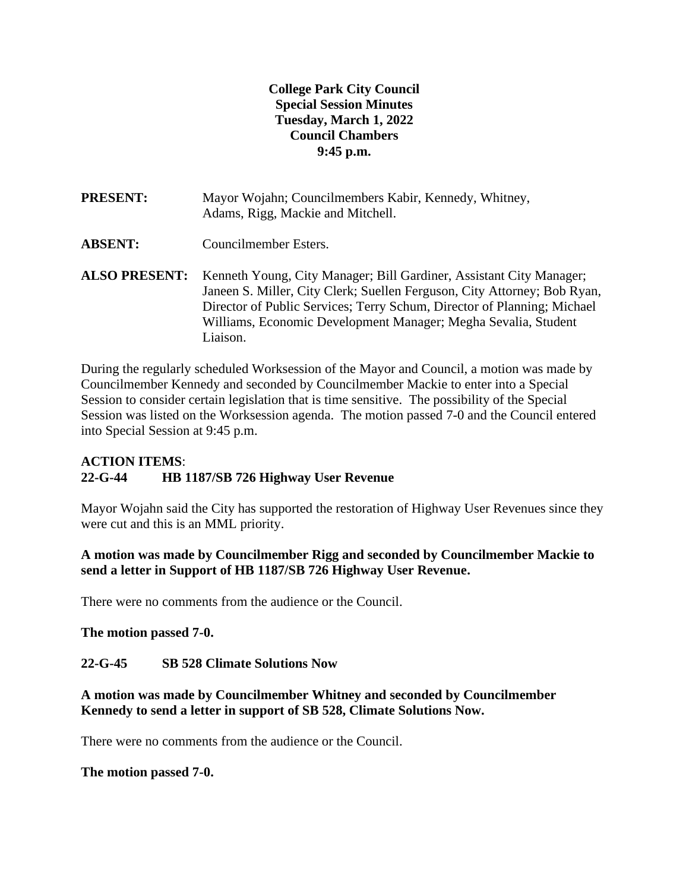**College Park City Council**
**Special Session Minutes**
**Tuesday, March 1, 2022**
**Council Chambers**
**9:45 p.m.**

**PRESENT:** Mayor Wojahn; Councilmembers Kabir, Kennedy, Whitney, Adams, Rigg, Mackie and Mitchell.

**ABSENT:** Councilmember Esters.

**ALSO PRESENT:** Kenneth Young, City Manager; Bill Gardiner, Assistant City Manager; Janeen S. Miller, City Clerk; Suellen Ferguson, City Attorney; Bob Ryan, Director of Public Services; Terry Schum, Director of Planning; Michael Williams, Economic Development Manager; Megha Sevalia, Student Liaison.

During the regularly scheduled Worksession of the Mayor and Council, a motion was made by Councilmember Kennedy and seconded by Councilmember Mackie to enter into a Special Session to consider certain legislation that is time sensitive. The possibility of the Special Session was listed on the Worksession agenda. The motion passed 7-0 and the Council entered into Special Session at 9:45 p.m.

**ACTION ITEMS**:

**22-G-44 HB 1187/SB 726 Highway User Revenue**

Mayor Wojahn said the City has supported the restoration of Highway User Revenues since they were cut and this is an MML priority.

**A motion was made by Councilmember Rigg and seconded by Councilmember Mackie to send a letter in Support of HB 1187/SB 726 Highway User Revenue.**

There were no comments from the audience or the Council.

**The motion passed 7-0.**

**22-G-45 SB 528 Climate Solutions Now**

**A motion was made by Councilmember Whitney and seconded by Councilmember Kennedy to send a letter in support of SB 528, Climate Solutions Now.**

There were no comments from the audience or the Council.

**The motion passed 7-0.**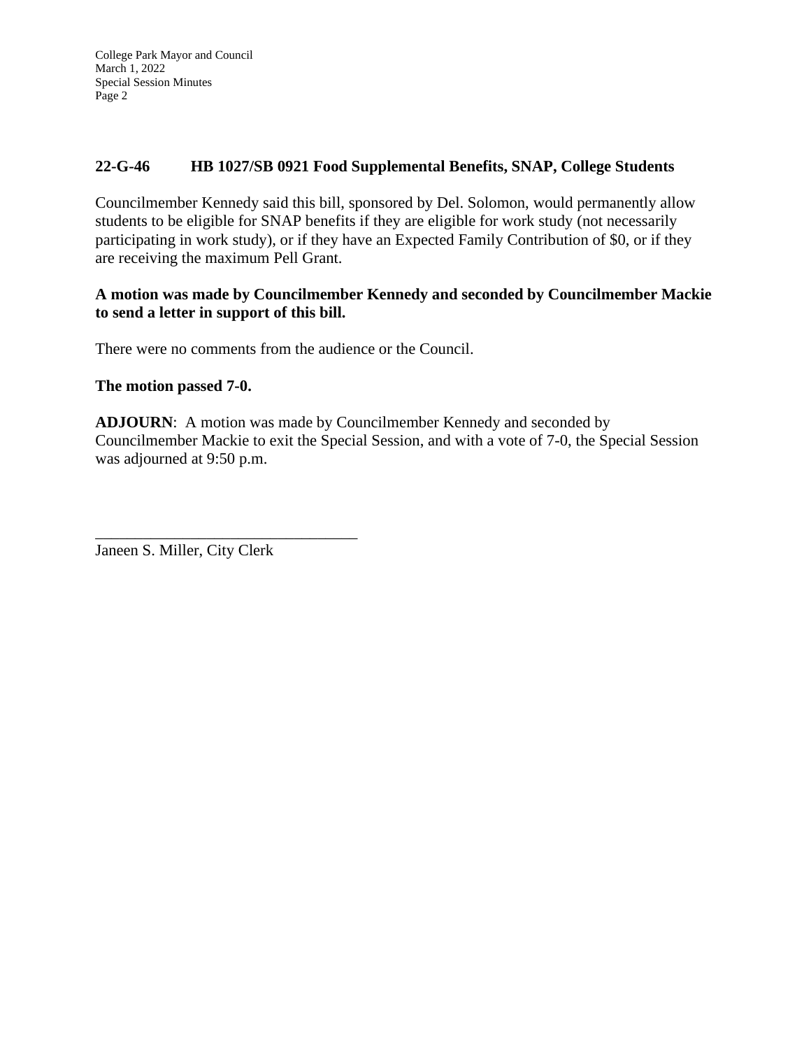### 22-G-46 HB 1027/SB 0921 Food Supplemental Benefits, SNAP, College Students

Councilmember Kennedy said this bill, sponsored by Del. Solomon, would permanently allow students to be eligible for SNAP benefits if they are eligible for work study (not necessarily participating in work study), or if they have an Expected Family Contribution of $0, or if they are receiving the maximum Pell Grant.

**A motion was made by Councilmember Kennedy and seconded by Councilmember Mackie to send a letter in support of this bill.**

There were no comments from the audience or the Council.

**The motion passed 7-0.**

**ADJOURN**: A motion was made by Councilmember Kennedy and seconded by Councilmember Mackie to exit the Special Session, and with a vote of 7-0, the Special Session was adjourned at 9:50 p.m.

_________________________________
Janeen S. Miller, City Clerk